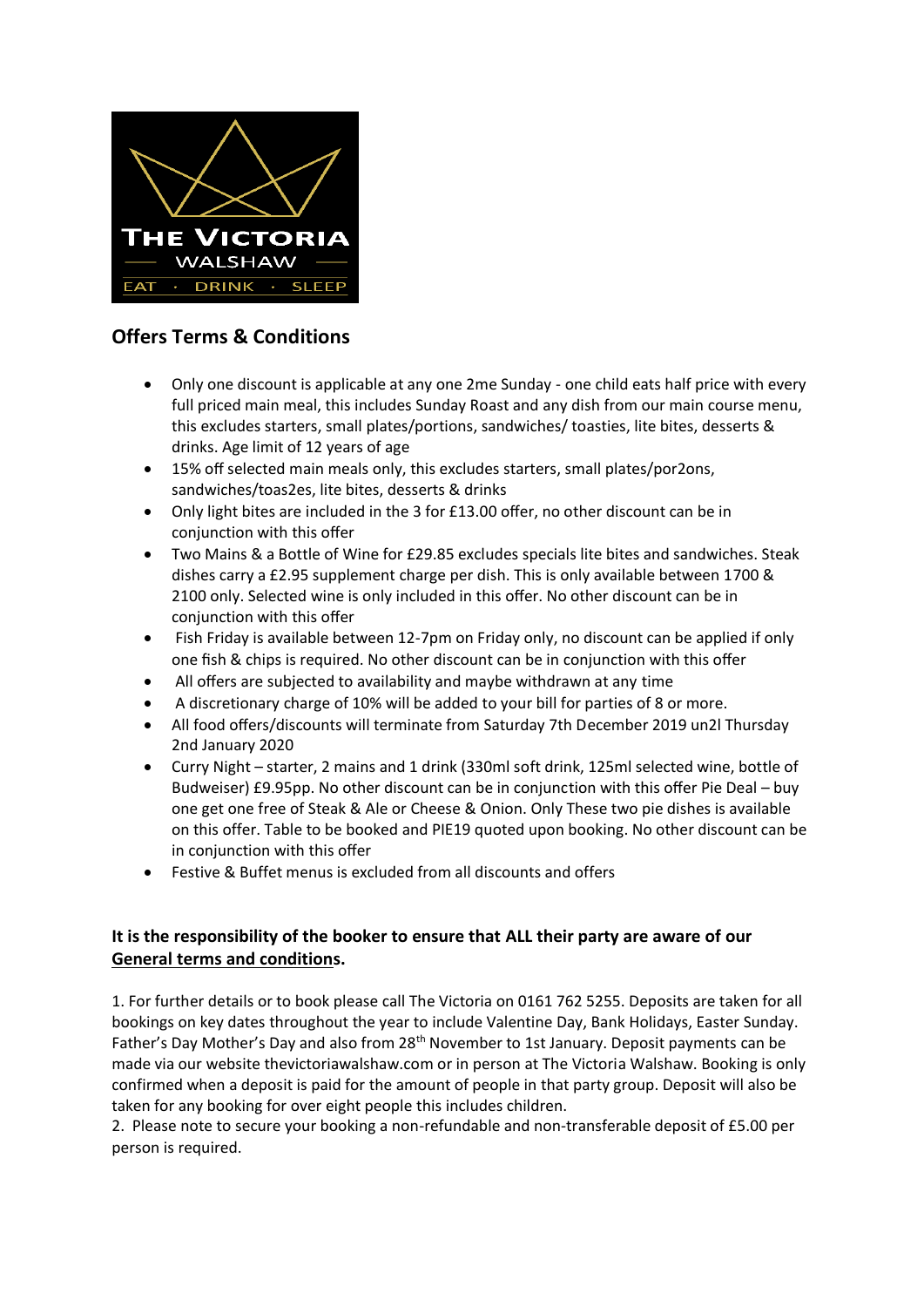## Offers Terms & Conditions

- Only one discount is applicable at any one 2me Sunday - one child eats half price with every full priced main meal, this includes Sunday Roast and any dish from our main course menu, this excludes starters, small plates/portions, sandwiches/ toasties, lite bites, desserts & drinks. Age limit of 12 years of age
- 15% off selected main meals only, this excludes starters, small plates/por2ons, sandwiches/toas2es, lite bites, desserts & drinks
- Only light bites are included in the 3 for £13.00 offer, no other discount can be in conjunction with this offer
- Two Mains & a Bottle of Wine for £29.85 excludes specials lite bites and sandwiches. Steak dishes carry a £2.95 supplement charge per dish. This is only available between 1700 & 2100 only. Selected wine is only included in this offer. No other discount can be in conjunction with this offer
- Fish Friday is available between 12-7pm on Friday only, no discount can be applied if only one fish & chips is required. No other discount can be in conjunction with this offer
- All offers are subjected to availability and maybe withdrawn at any time
- A discretionary charge of 10% will be added to your bill for parties of 8 or more.
- All food offers/discounts will terminate from Saturday 7th December 2019 un2l Thursday 2nd January 2020
- Curry Night – starter, 2 mains and 1 drink (330ml soft drink, 125ml selected wine, bottle of Budweiser) £9.95pp. No other discount can be in conjunction with this offer Pie Deal – buy one get one free of Steak & Ale or Cheese & Onion. Only These two pie dishes is available on this offer. Table to be booked and PIE19 quoted upon booking. No other discount can be in conjunction with this offer
- Festive & Buffet menus is excluded from all discounts and offers

**It is the responsibility of the booker to ensure that ALL their party are aware of our <u>General terms and conditions</u>.**

1. For further details or to book please call The Victoria on 0161 762 5255. Deposits are taken for all bookings on key dates throughout the year to include Valentine Day, Bank Holidays, Easter Sunday. Father's Day Mother's Day and also from 28th November to 1st January. Deposit payments can be made via our website thevictoriawalshaw.com or in person at The Victoria Walshaw. Booking is only confirmed when a deposit is paid for the amount of people in that party group. Deposit will also be taken for any booking for over eight people this includes children.
2. Please note to secure your booking a non-refundable and non-transferable deposit of £5.00 per person is required.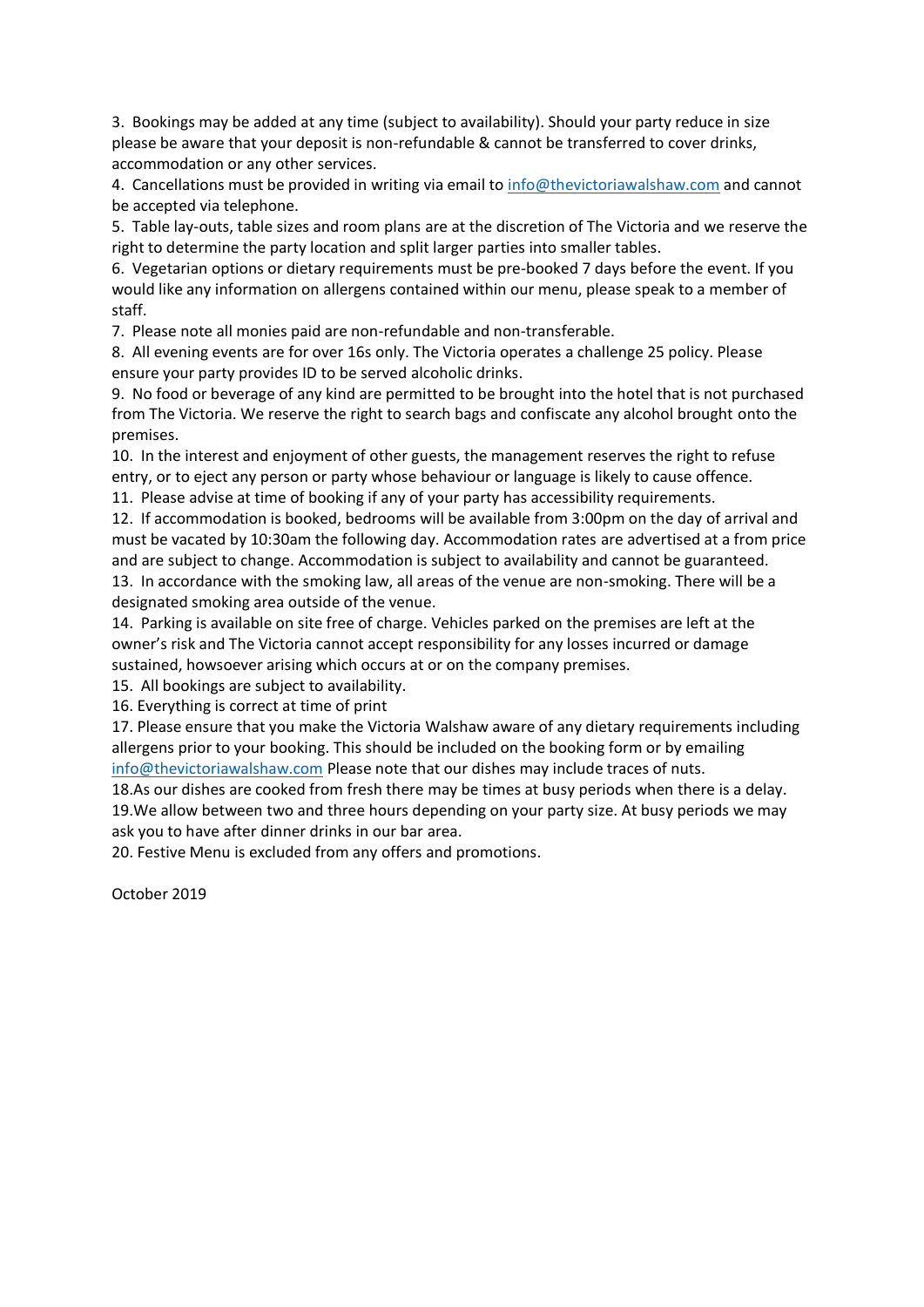3. Bookings may be added at any time (subject to availability). Should your party reduce in size please be aware that your deposit is non-refundable & cannot be transferred to cover drinks, accommodation or any other services.
4. Cancellations must be provided in writing via email to info@thevictoriawalshaw.com and cannot be accepted via telephone.
5. Table lay-outs, table sizes and room plans are at the discretion of The Victoria and we reserve the right to determine the party location and split larger parties into smaller tables.
6. Vegetarian options or dietary requirements must be pre-booked 7 days before the event. If you would like any information on allergens contained within our menu, please speak to a member of staff.
7. Please note all monies paid are non-refundable and non-transferable.
8. All evening events are for over 16s only. The Victoria operates a challenge 25 policy. Please ensure your party provides ID to be served alcoholic drinks.
9. No food or beverage of any kind are permitted to be brought into the hotel that is not purchased from The Victoria. We reserve the right to search bags and confiscate any alcohol brought onto the premises.
10. In the interest and enjoyment of other guests, the management reserves the right to refuse entry, or to eject any person or party whose behaviour or language is likely to cause offence.
11. Please advise at time of booking if any of your party has accessibility requirements.
12. If accommodation is booked, bedrooms will be available from 3:00pm on the day of arrival and must be vacated by 10:30am the following day. Accommodation rates are advertised at a from price and are subject to change. Accommodation is subject to availability and cannot be guaranteed.
13. In accordance with the smoking law, all areas of the venue are non-smoking. There will be a designated smoking area outside of the venue.
14. Parking is available on site free of charge. Vehicles parked on the premises are left at the owner's risk and The Victoria cannot accept responsibility for any losses incurred or damage sustained, howsoever arising which occurs at or on the company premises.
15. All bookings are subject to availability.
16. Everything is correct at time of print
17. Please ensure that you make the Victoria Walshaw aware of any dietary requirements including allergens prior to your booking. This should be included on the booking form or by emailing info@thevictoriawalshaw.com Please note that our dishes may include traces of nuts.
18. As our dishes are cooked from fresh there may be times at busy periods when there is a delay.
19. We allow between two and three hours depending on your party size. At busy periods we may ask you to have after dinner drinks in our bar area.
20. Festive Menu is excluded from any offers and promotions.

October 2019